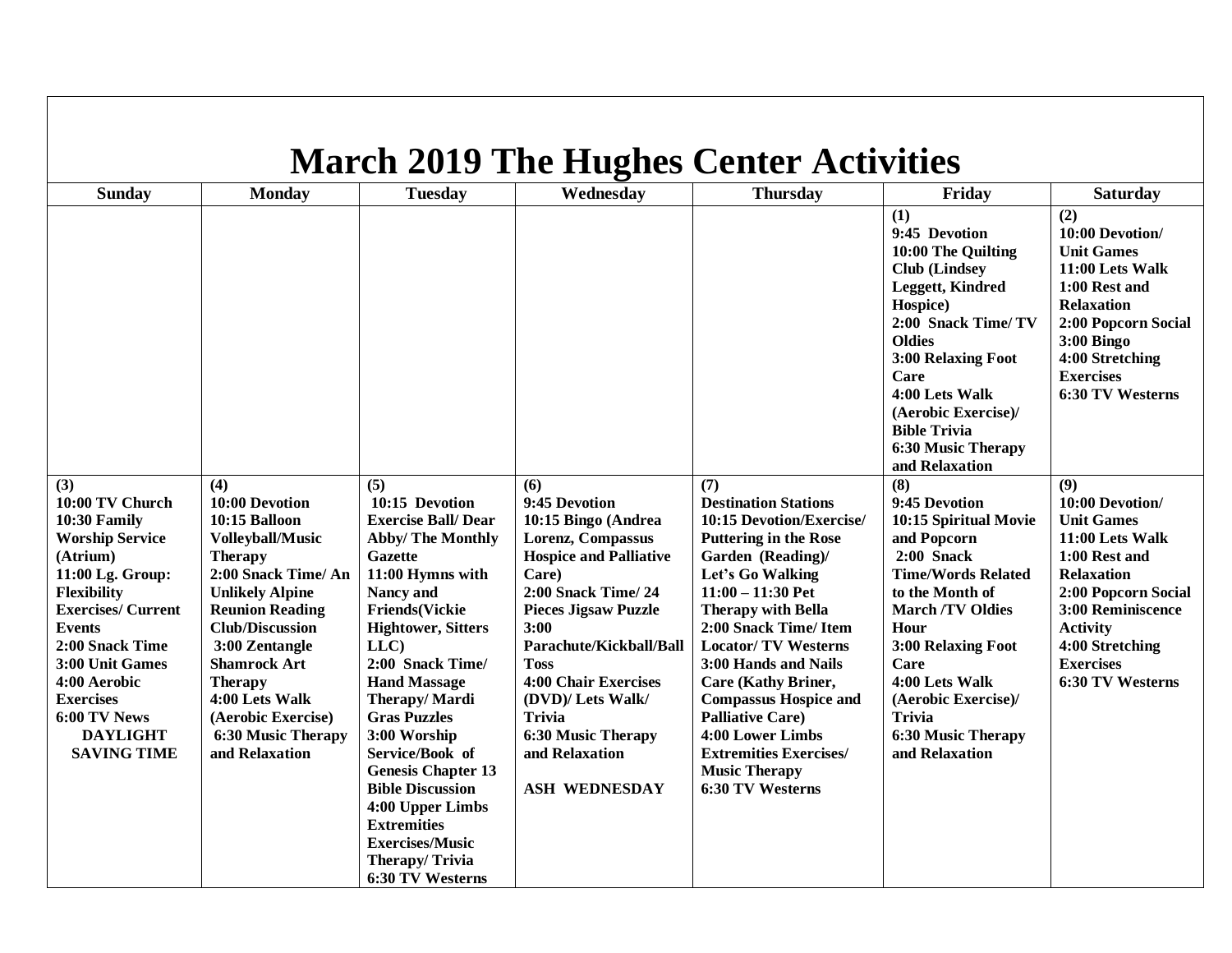# March 2019 The Hughes Center Activities

| Sunday | Monday | Tuesday | Wednesday | Thursday | Friday | Saturday |
|---|---|---|---|---|---|---|
| | | | | | (1)<br>9:45 Devotion<br>10:00 The Quilting Club (Lindsey Leggett, Kindred Hospice)<br>2:00 Snack Time/ TV Oldies<br>3:00 Relaxing Foot Care<br>4:00 Lets Walk (Aerobic Exercise)/ Bible Trivia<br>6:30 Music Therapy and Relaxation | (2)<br>10:00 Devotion/ Unit Games<br>11:00 Lets Walk<br>1:00 Rest and Relaxation<br>2:00 Popcorn Social<br>3:00 Bingo<br>4:00 Stretching Exercises<br>6:30 TV Westerns |
| (3)<br>10:00 TV Church<br>10:30 Family Worship Service (Atrium)<br>11:00 Lg. Group: Flexibility Exercises/ Current Events<br>2:00 Snack Time<br>3:00 Unit Games<br>4:00 Aerobic Exercises<br>6:00 TV News<br>DAYLIGHT SAVING TIME | (4)<br>10:00 Devotion<br>10:15 Balloon Volleyball/Music Therapy<br>2:00 Snack Time/ An Unlikely Alpine Reunion Reading Club/Discussion<br>3:00 Zentangle Shamrock Art Therapy<br>4:00 Lets Walk (Aerobic Exercise)<br>6:30 Music Therapy and Relaxation | (5)<br>10:15 Devotion<br>Exercise Ball/ Dear Abby/ The Monthly Gazette<br>11:00 Hymns with Nancy and Friends(Vickie Hightower, Sitters LLC)<br>2:00 Snack Time/ Hand Massage Therapy/ Mardi Gras Puzzles<br>3:00 Worship Service/Book of Genesis Chapter 13 Bible Discussion<br>4:00 Upper Limbs Extremities Exercises/Music Therapy/ Trivia<br>6:30 TV Westerns | (6)<br>9:45 Devotion<br>10:15 Bingo (Andrea Lorenz, Compassus Hospice and Palliative Care)<br>2:00 Snack Time/ 24 Pieces Jigsaw Puzzle<br>3:00 Parachute/Kickball/Ball Toss<br>4:00 Chair Exercises (DVD)/ Lets Walk/ Trivia<br>6:30 Music Therapy and Relaxation<br>ASH WEDNESDAY | (7)<br>Destination Stations<br>10:15 Devotion/Exercise/ Puttering in the Rose Garden (Reading)/ Let's Go Walking<br>11:00 – 11:30 Pet Therapy with Bella<br>2:00 Snack Time/ Item Locator/ TV Westerns<br>3:00 Hands and Nails Care (Kathy Briner, Compassus Hospice and Palliative Care)<br>4:00 Lower Limbs Extremities Exercises/ Music Therapy<br>6:30 TV Westerns | (8)<br>9:45 Devotion<br>10:15 Spiritual Movie and Popcorn<br>2:00 Snack Time/Words Related to the Month of March /TV Oldies Hour<br>3:00 Relaxing Foot Care<br>4:00 Lets Walk (Aerobic Exercise)/ Trivia<br>6:30 Music Therapy and Relaxation | (9)<br>10:00 Devotion/ Unit Games<br>11:00 Lets Walk<br>1:00 Rest and Relaxation<br>2:00 Popcorn Social<br>3:00 Reminiscence Activity<br>4:00 Stretching Exercises<br>6:30 TV Westerns |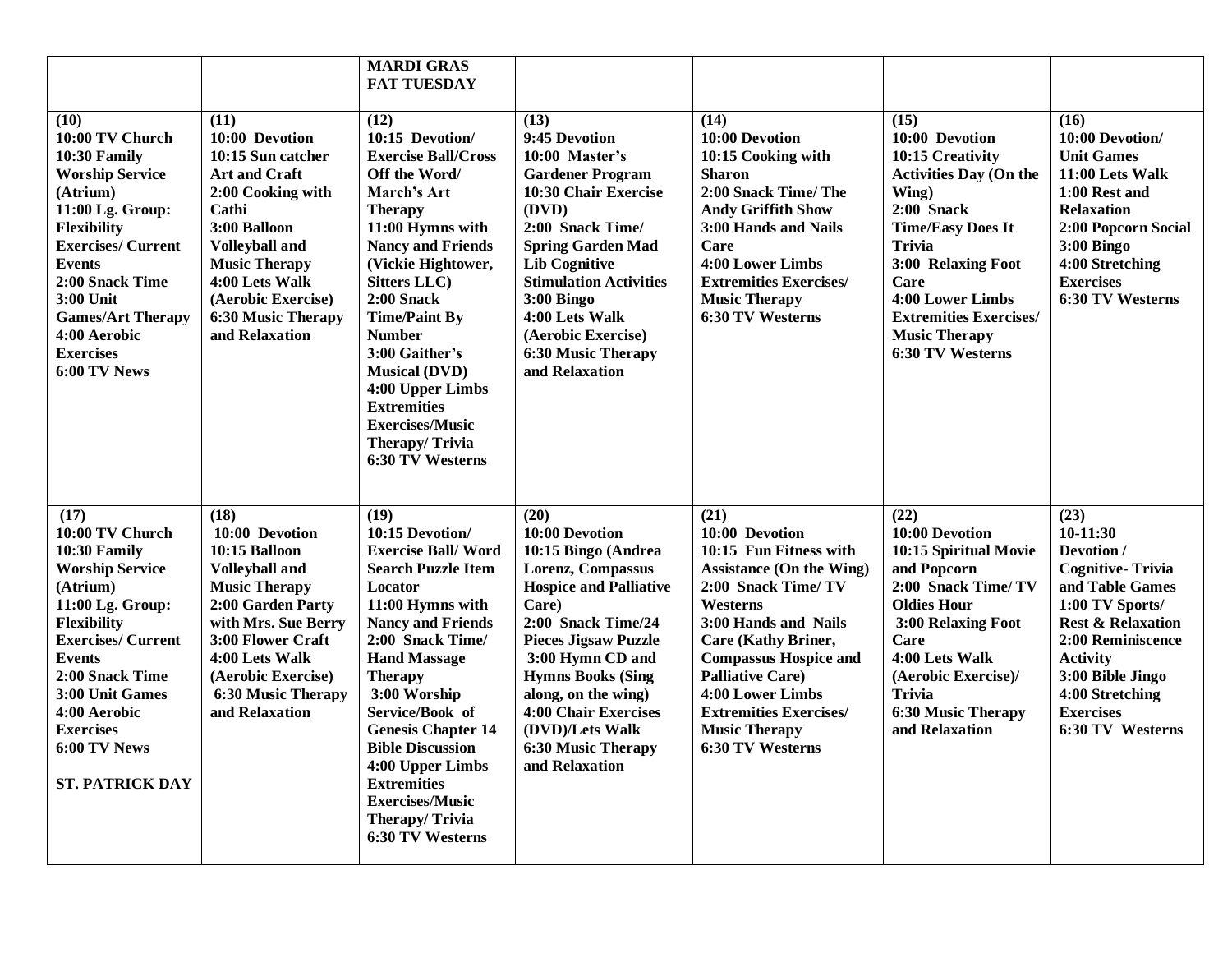| | | MARDI GRAS FAT TUESDAY | | | | |
|---|---|---|---|---|---|---|
| **(10)**<br>**10:00 TV Church**<br>**10:30 Family Worship Service (Atrium)**<br>**11:00 Lg. Group: Flexibility Exercises/ Current Events**<br>**2:00 Snack Time**<br>**3:00 Unit Games/Art Therapy**<br>**4:00 Aerobic Exercises**<br>**6:00 TV News** | **(11)**<br>**10:00 Devotion**<br>**10:15 Sun catcher Art and Craft**<br>**2:00 Cooking with Cathi**<br>**3:00 Balloon Volleyball and Music Therapy**<br>**4:00 Lets Walk (Aerobic Exercise)**<br>**6:30 Music Therapy and Relaxation** | **(12)**<br>**10:15 Devotion/ Exercise Ball/Cross Off the Word/ March's Art Therapy**<br>**11:00 Hymns with Nancy and Friends (Vickie Hightower, Sitters LLC)**<br>**2:00 Snack Time/Paint By Number**<br>**3:00 Gaither's Musical (DVD)**<br>**4:00 Upper Limbs Extremities Exercises/Music Therapy/ Trivia**<br>**6:30 TV Westerns** | **(13)**<br>**9:45 Devotion**<br>**10:00 Master's Gardener Program**<br>**10:30 Chair Exercise (DVD)**<br>**2:00 Snack Time/ Spring Garden Mad Lib Cognitive Stimulation Activities**<br>**3:00 Bingo**<br>**4:00 Lets Walk (Aerobic Exercise)**<br>**6:30 Music Therapy and Relaxation** | **(14)**<br>**10:00 Devotion**<br>**10:15 Cooking with Sharon**<br>**2:00 Snack Time/ The Andy Griffith Show**<br>**3:00 Hands and Nails Care**<br>**4:00 Lower Limbs Extremities Exercises/ Music Therapy**<br>**6:30 TV Westerns** | **(15)**<br>**10:00 Devotion**<br>**10:15 Creativity Activities Day (On the Wing)**<br>**2:00 Snack Time/Easy Does It Trivia**<br>**3:00 Relaxing Foot Care**<br>**4:00 Lower Limbs Extremities Exercises/ Music Therapy**<br>**6:30 TV Westerns** | **(16)**<br>**10:00 Devotion/ Unit Games**<br>**11:00 Lets Walk**<br>**1:00 Rest and Relaxation**<br>**2:00 Popcorn Social**<br>**3:00 Bingo**<br>**4:00 Stretching Exercises**<br>**6:30 TV Westerns** |
| **(17)**<br>**10:00 TV Church**<br>**10:30 Family Worship Service (Atrium)**<br>**11:00 Lg. Group: Flexibility Exercises/ Current Events**<br>**2:00 Snack Time**<br>**3:00 Unit Games**<br>**4:00 Aerobic Exercises**<br>**6:00 TV News**<br><br>**ST. PATRICK DAY** | **(18)**<br>**10:00 Devotion**<br>**10:15 Balloon Volleyball and Music Therapy**<br>**2:00 Garden Party with Mrs. Sue Berry**<br>**3:00 Flower Craft**<br>**4:00 Lets Walk (Aerobic Exercise)**<br>**6:30 Music Therapy and Relaxation** | **(19)**<br>**10:15 Devotion/ Exercise Ball/ Word Search Puzzle Item Locator**<br>**11:00 Hymns with Nancy and Friends**<br>**2:00 Snack Time/ Hand Massage Therapy**<br>**3:00 Worship Service/Book of Genesis Chapter 14 Bible Discussion**<br>**4:00 Upper Limbs Extremities Exercises/Music Therapy/ Trivia**<br>**6:30 TV Westerns** | **(20)**<br>**10:00 Devotion**<br>**10:15 Bingo (Andrea Lorenz, Compassus Hospice and Palliative Care)**<br>**2:00 Snack Time/24 Pieces Jigsaw Puzzle**<br>**3:00 Hymn CD and Hymns Books (Sing along, on the wing)**<br>**4:00 Chair Exercises (DVD)/Lets Walk**<br>**6:30 Music Therapy and Relaxation** | **(21)**<br>**10:00 Devotion**<br>**10:15 Fun Fitness with Assistance (On the Wing)**<br>**2:00 Snack Time/ TV Westerns**<br>**3:00 Hands and Nails Care (Kathy Briner, Compassus Hospice and Palliative Care)**<br>**4:00 Lower Limbs Extremities Exercises/ Music Therapy**<br>**6:30 TV Westerns** | **(22)**<br>**10:00 Devotion**<br>**10:15 Spiritual Movie and Popcorn**<br>**2:00 Snack Time/ TV Oldies Hour**<br>**3:00 Relaxing Foot Care**<br>**4:00 Lets Walk (Aerobic Exercise)/ Trivia**<br>**6:30 Music Therapy and Relaxation** | **(23)**<br>**10-11:30 Devotion / Cognitive- Trivia and Table Games**<br>**1:00 TV Sports/ Rest & Relaxation**<br>**2:00 Reminiscence Activity**<br>**3:00 Bible Jingo**<br>**4:00 Stretching Exercises**<br>**6:30 TV Westerns** |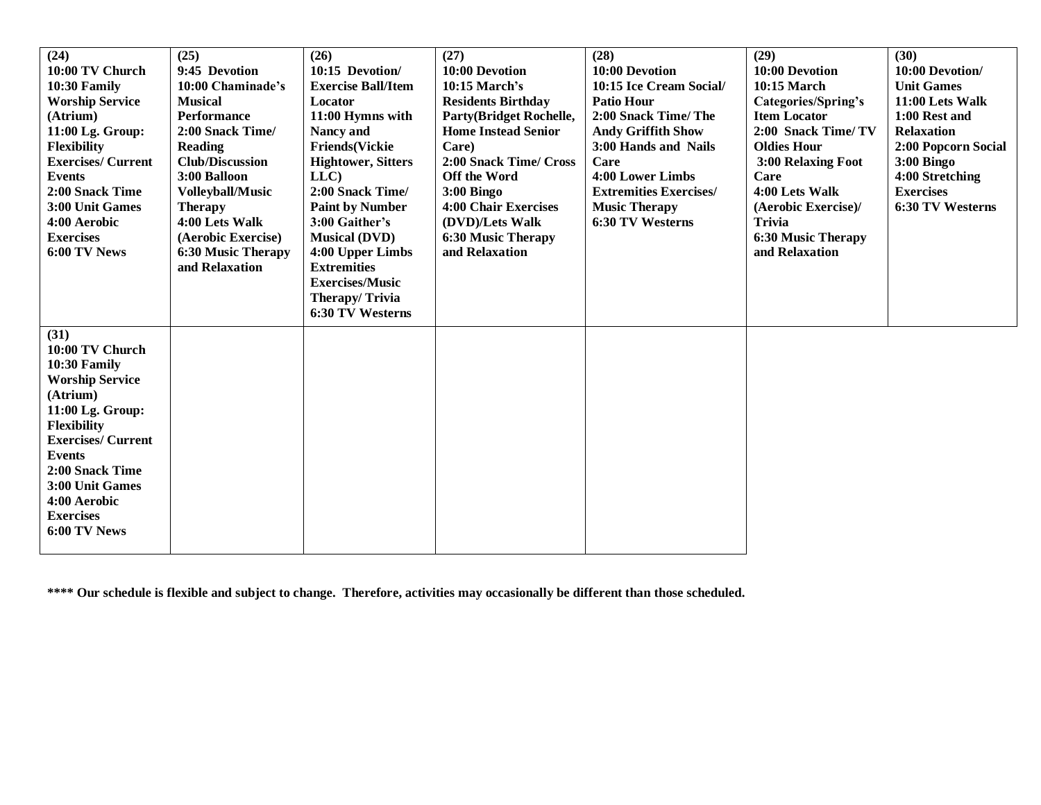| | | | | | | |
|---|---|---|---|---|---|---|
| **(24)**<br>**10:00 TV Church**<br>**10:30 Family Worship Service (Atrium)**<br>**11:00 Lg. Group: Flexibility Exercises/ Current Events**<br>**2:00 Snack Time**<br>**3:00 Unit Games**<br>**4:00 Aerobic Exercises**<br>**6:00 TV News** | **(25)**<br>**9:45 Devotion**<br>**10:00 Chaminade's Musical Performance**<br>**2:00 Snack Time/ Reading Club/Discussion**<br>**3:00 Balloon Volleyball/Music Therapy**<br>**4:00 Lets Walk (Aerobic Exercise)**<br>**6:30 Music Therapy and Relaxation** | **(26)**<br>**10:15 Devotion/ Exercise Ball/Item Locator**<br>**11:00 Hymns with Nancy and Friends(Vickie Hightower, Sitters LLC)**<br>**2:00 Snack Time/ Paint by Number**<br>**3:00 Gaither's Musical (DVD)**<br>**4:00 Upper Limbs Extremities Exercises/Music Therapy/ Trivia**<br>**6:30 TV Westerns** | **(27)**<br>**10:00 Devotion**<br>**10:15 March's Residents Birthday Party(Bridget Rochelle, Home Instead Senior Care)**<br>**2:00 Snack Time/ Cross Off the Word**<br>**3:00 Bingo**<br>**4:00 Chair Exercises (DVD)/Lets Walk**<br>**6:30 Music Therapy and Relaxation** | **(28)**<br>**10:00 Devotion**<br>**10:15 Ice Cream Social/ Patio Hour**<br>**2:00 Snack Time/ The Andy Griffith Show**<br>**3:00 Hands and Nails Care**<br>**4:00 Lower Limbs Extremities Exercises/ Music Therapy**<br>**6:30 TV Westerns** | **(29)**<br>**10:00 Devotion**<br>**10:15 March Categories/Spring's Item Locator**<br>**2:00 Snack Time/ TV Oldies Hour**<br>**3:00 Relaxing Foot Care**<br>**4:00 Lets Walk (Aerobic Exercise)/ Trivia**<br>**6:30 Music Therapy and Relaxation** | **(30)**<br>**10:00 Devotion/ Unit Games**<br>**11:00 Lets Walk**<br>**1:00 Rest and Relaxation**<br>**2:00 Popcorn Social**<br>**3:00 Bingo**<br>**4:00 Stretching Exercises**<br>**6:30 TV Westerns** |
| **(31)**<br>**10:00 TV Church**<br>**10:30 Family Worship Service (Atrium)**<br>**11:00 Lg. Group: Flexibility Exercises/ Current Events**<br>**2:00 Snack Time**<br>**3:00 Unit Games**<br>**4:00 Aerobic Exercises**<br>**6:00 TV News** | | | | | | |

**\*\*\*\* Our schedule is flexible and subject to change. Therefore, activities may occasionally be different than those scheduled.**